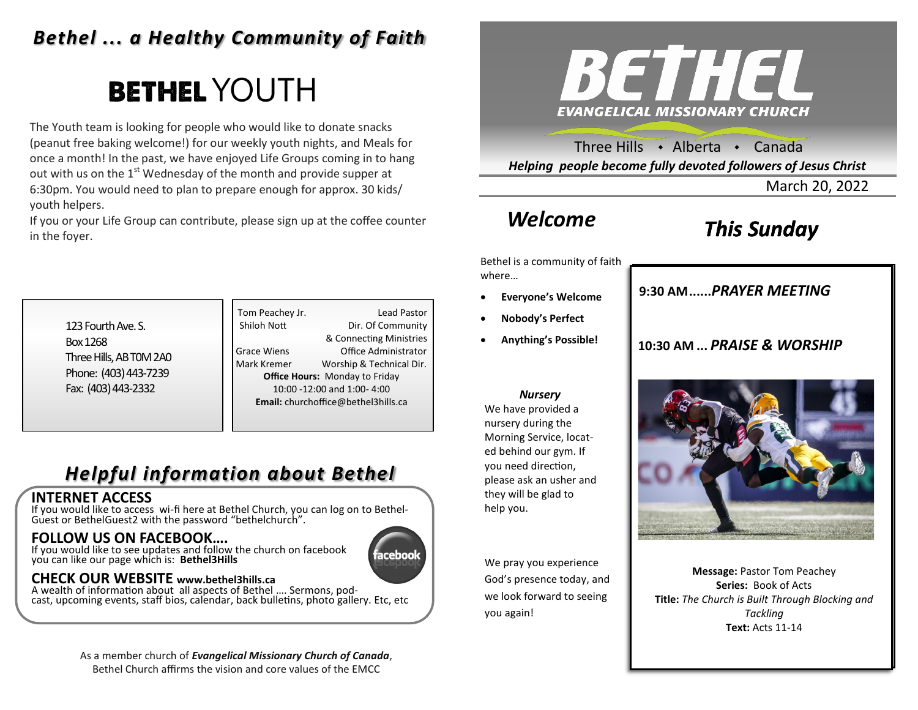# *Bethel ... a Healthy Community of Faith*

## BETHEL YOUTH

The Youth team is looking for people who would like to donate snacks (peanut free baking welcome!) for our weekly youth nights, and Meals for once a month! In the past, we have enjoyed Life Groups coming in to hang out with us on the 1st Wednesday of the month and provide supper at 6:30pm. You would need to plan to prepare enough for approx. 30 kids/youth helpers.

If you or your Life Group can contribute, please sign up at the coffee counter in the foyer.

123 Fourth Ave. S.
Box 1268
Three Hills, AB T0M 2A0
Phone: (403) 443-7239
Fax: (403) 443-2332

| | |
|---|---|
| Tom Peachey Jr. | Lead Pastor |
| Shiloh Nott | Dir. Of Community & Connecting Ministries |
| Grace Wiens | Office Administrator |
| Mark Kremer | Worship & Technical Dir. |

**Office Hours:** Monday to Friday
10:00 -12:00 and 1:00- 4:00
**Email:** churchoffice@bethel3hills.ca

## *Helpful information about Bethel*

### INTERNET ACCESS

If you would like to access wi-fi here at Bethel Church, you can log on to Bethel-Guest or BethelGuest2 with the password "bethelchurch".

### FOLLOW US ON FACEBOOK….

If you would like to see updates and follow the church on facebook you can like our page which is: **Bethel3Hills**

### CHECK OUR WEBSITE www.bethel3hills.ca

A wealth of information about all aspects of Bethel …. Sermons, podcast, upcoming events, staff bios, calendar, back bulletins, photo gallery. Etc, etc

As a member church of ***Evangelical Missionary Church of Canada***, Bethel Church affirms the vision and core values of the EMCC

# BETHEL

**EVANGELICAL MISSIONARY CHURCH**

Three Hills • Alberta • Canada

***Helping people become fully devoted followers of Jesus Christ***

March 20, 2022

## *Welcome*

Bethel is a community of faith where…

- **Everyone's Welcome**
- **Nobody's Perfect**
- **Anything's Possible!**

***Nursery***

We have provided a nursery during the Morning Service, located behind our gym. If you need direction, please ask an usher and they will be glad to help you.

We pray you experience God's presence today, and we look forward to seeing you again!

## *This Sunday*

**9:30 AM......*PRAYER MEETING***

**10:30 AM … *PRAISE & WORSHIP***

**Message:** Pastor Tom Peachey
**Series:** Book of Acts
**Title:** *The Church is Built Through Blocking and Tackling*
**Text:** Acts 11-14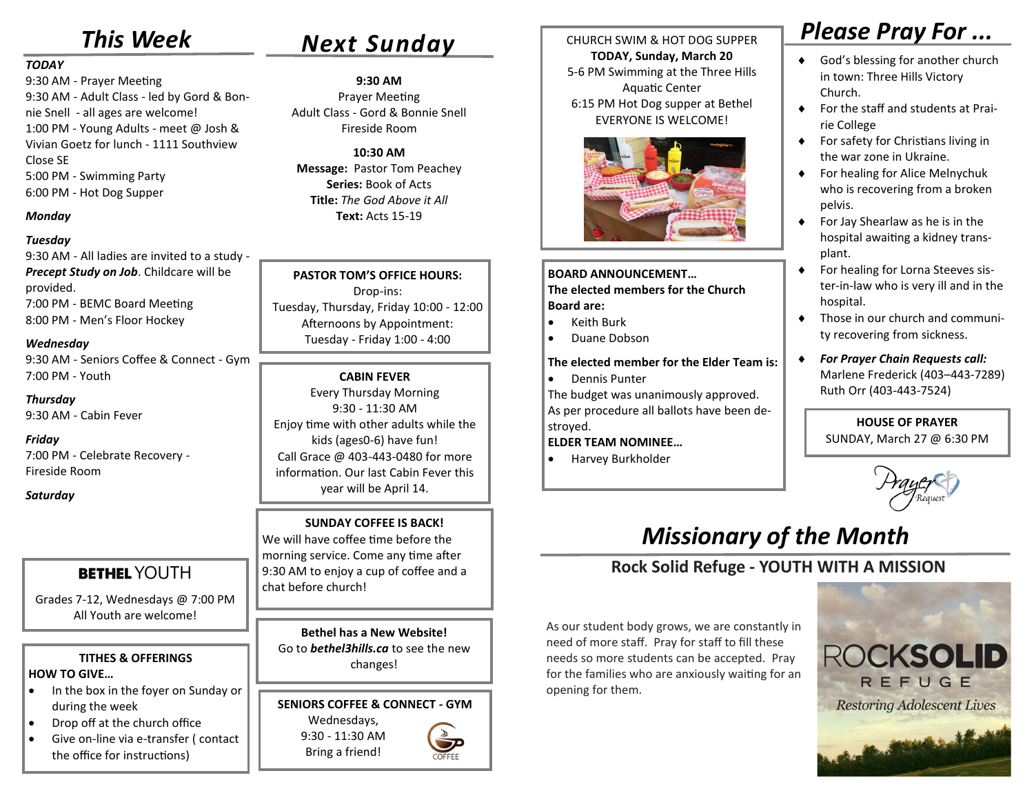# This Week

***TODAY***

9:30 AM - Prayer Meeting
9:30 AM - Adult Class - led by Gord & Bonnie Snell - all ages are welcome!
1:00 PM - Young Adults - meet @ Josh & Vivian Goetz for lunch - 1111 Southview Close SE
5:00 PM - Swimming Party
6:00 PM - Hot Dog Supper

***Monday***

***Tuesday***

9:30 AM - All ladies are invited to a study - ***Precept Study on Job***. Childcare will be provided.
7:00 PM - BEMC Board Meeting
8:00 PM - Men's Floor Hockey

***Wednesday***

9:30 AM - Seniors Coffee & Connect - Gym
7:00 PM - Youth

***Thursday***

9:30 AM - Cabin Fever

***Friday***

7:00 PM - Celebrate Recovery - Fireside Room

***Saturday***

**BETHEL** YOUTH

Grades 7-12, Wednesdays @ 7:00 PM
All Youth are welcome!

**TITHES & OFFERINGS**

**HOW TO GIVE…**

- In the box in the foyer on Sunday or during the week
- Drop off at the church office
- Give on-line via e-transfer ( contact the office for instructions)

# Next Sunday

**9:30 AM**
Prayer Meeting
Adult Class - Gord & Bonnie Snell
Fireside Room

**10:30 AM**
**Message:** Pastor Tom Peachey
**Series:** Book of Acts
**Title:** *The God Above it All*
**Text:** Acts 15-19

**PASTOR TOM'S OFFICE HOURS:**
Drop-ins:
Tuesday, Thursday, Friday 10:00 - 12:00
Afternoons by Appointment:
Tuesday - Friday 1:00 - 4:00

**CABIN FEVER**
Every Thursday Morning
9:30 - 11:30 AM
Enjoy time with other adults while the kids (ages0-6) have fun!
Call Grace @ 403-443-0480 for more information. Our last Cabin Fever this year will be April 14.

**SUNDAY COFFEE IS BACK!**
We will have coffee time before the morning service. Come any time after 9:30 AM to enjoy a cup of coffee and a chat before church!

**Bethel has a New Website!**
Go to ***bethel3hills.ca*** to see the new changes!

**SENIORS COFFEE & CONNECT - GYM**
Wednesdays,
9:30 - 11:30 AM
Bring a friend!

CHURCH SWIM & HOT DOG SUPPER
**TODAY, Sunday, March 20**
5-6 PM Swimming at the Three Hills Aquatic Center
6:15 PM Hot Dog supper at Bethel
EVERYONE IS WELCOME!

**BOARD ANNOUNCEMENT…**
**The elected members for the Church Board are:**

- Keith Burk
- Duane Dobson

**The elected member for the Elder Team is:**

- Dennis Punter

The budget was unanimously approved.
As per procedure all ballots have been destroyed.

**ELDER TEAM NOMINEE…**

- Harvey Burkholder

# Please Pray For ...

- God's blessing for another church in town: Three Hills Victory Church.
- For the staff and students at Prairie College
- For safety for Christians living in the war zone in Ukraine.
- For healing for Alice Melnychuk who is recovering from a broken pelvis.
- For Jay Shearlaw as he is in the hospital awaiting a kidney transplant.
- For healing for Lorna Steeves sister-in-law who is very ill and in the hospital.
- Those in our church and community recovering from sickness.
- ***For Prayer Chain Requests call:*** Marlene Frederick (403–443-7289) Ruth Orr (403-443-7524)

**HOUSE OF PRAYER**
SUNDAY, March 27 @ 6:30 PM

# Missionary of the Month

## Rock Solid Refuge - YOUTH WITH A MISSION

As our student body grows, we are constantly in need of more staff. Pray for staff to fill these needs so more students can be accepted. Pray for the families who are anxiously waiting for an opening for them.